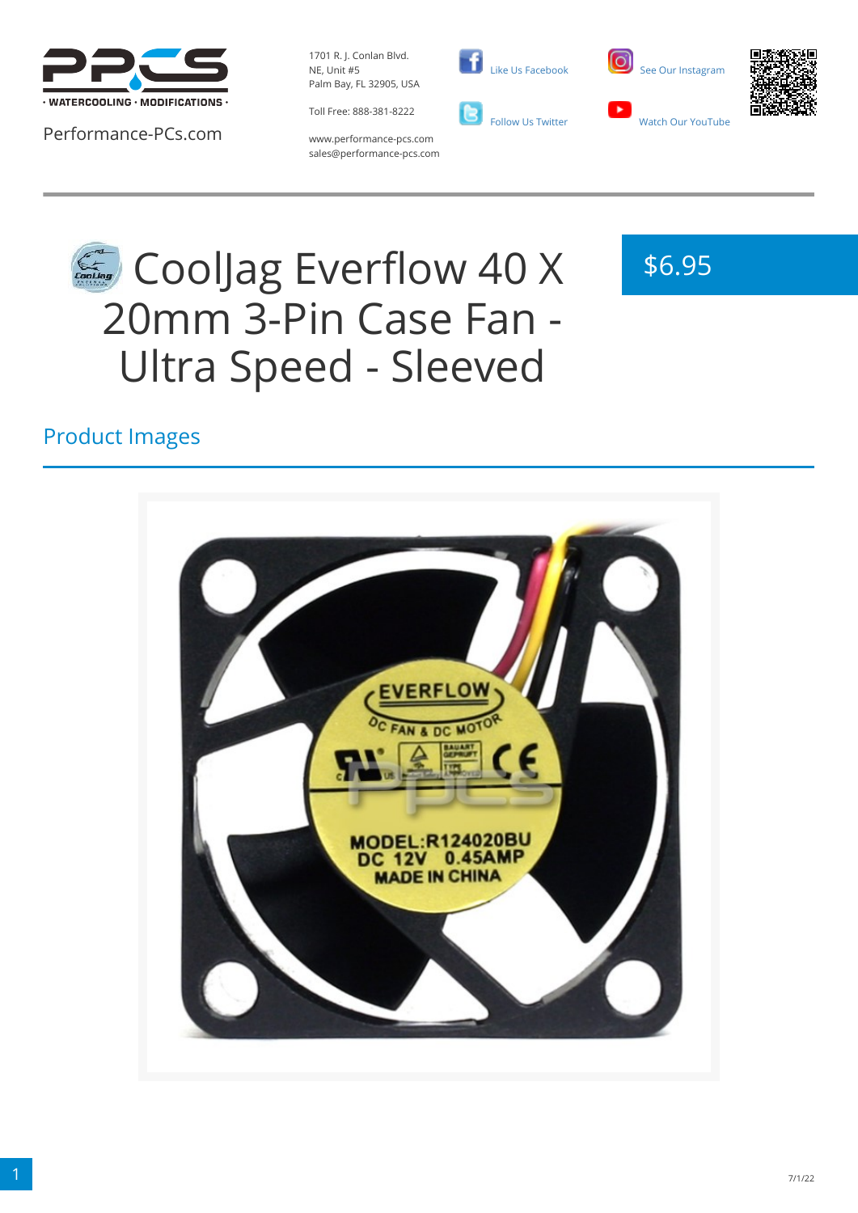Performance-PCs.com

1701 R. J. Conlan Blvd.
NE, Unit #5
Palm Bay, FL 32905, USA

Toll Free: 888-381-8222

www.performance-pcs.com
sales@performance-pcs.com

Like Us Facebook

See Our Instagram

Follow Us Twitter

Watch Our YouTube

# CoolJag Everflow 40 X 20mm 3-Pin Case Fan - Ultra Speed - Sleeved

$6.95

## Product Images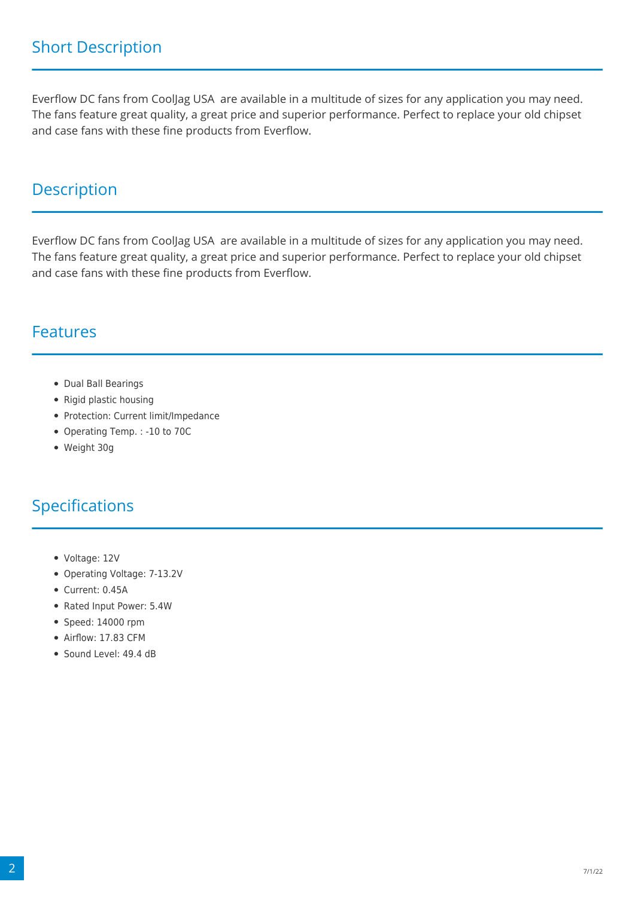## Short Description

Everflow DC fans from CoolJag USA  are available in a multitude of sizes for any application you may need. The fans feature great quality, a great price and superior performance. Perfect to replace your old chipset and case fans with these fine products from Everflow.

## Description

Everflow DC fans from CoolJag USA  are available in a multitude of sizes for any application you may need. The fans feature great quality, a great price and superior performance. Perfect to replace your old chipset and case fans with these fine products from Everflow.

## Features

- Dual Ball Bearings
- Rigid plastic housing
- Protection: Current limit/Impedance
- Operating Temp. : -10 to 70C
- Weight 30g

## Specifications

- Voltage: 12V
- Operating Voltage: 7-13.2V
- Current: 0.45A
- Rated Input Power: 5.4W
- Speed: 14000 rpm
- Airflow: 17.83 CFM
- Sound Level: 49.4 dB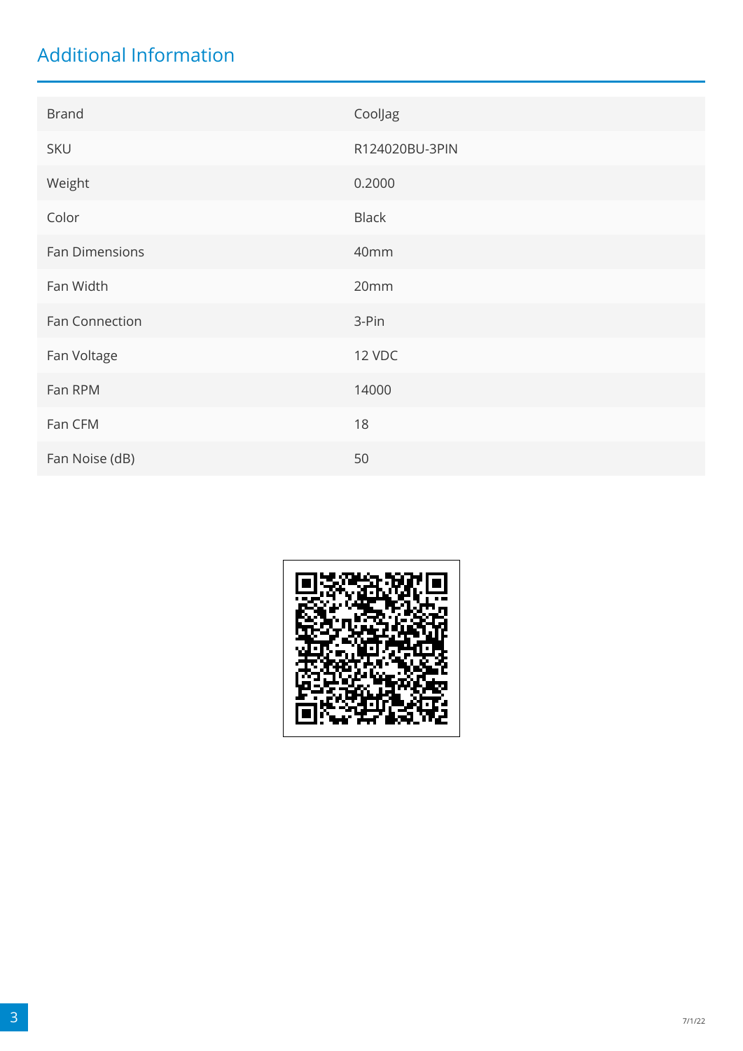## Additional Information

| | |
|---|---|
| Brand | CoolJag |
| SKU | R124020BU-3PIN |
| Weight | 0.2000 |
| Color | Black |
| Fan Dimensions | 40mm |
| Fan Width | 20mm |
| Fan Connection | 3-Pin |
| Fan Voltage | 12 VDC |
| Fan RPM | 14000 |
| Fan CFM | 18 |
| Fan Noise (dB) | 50 |